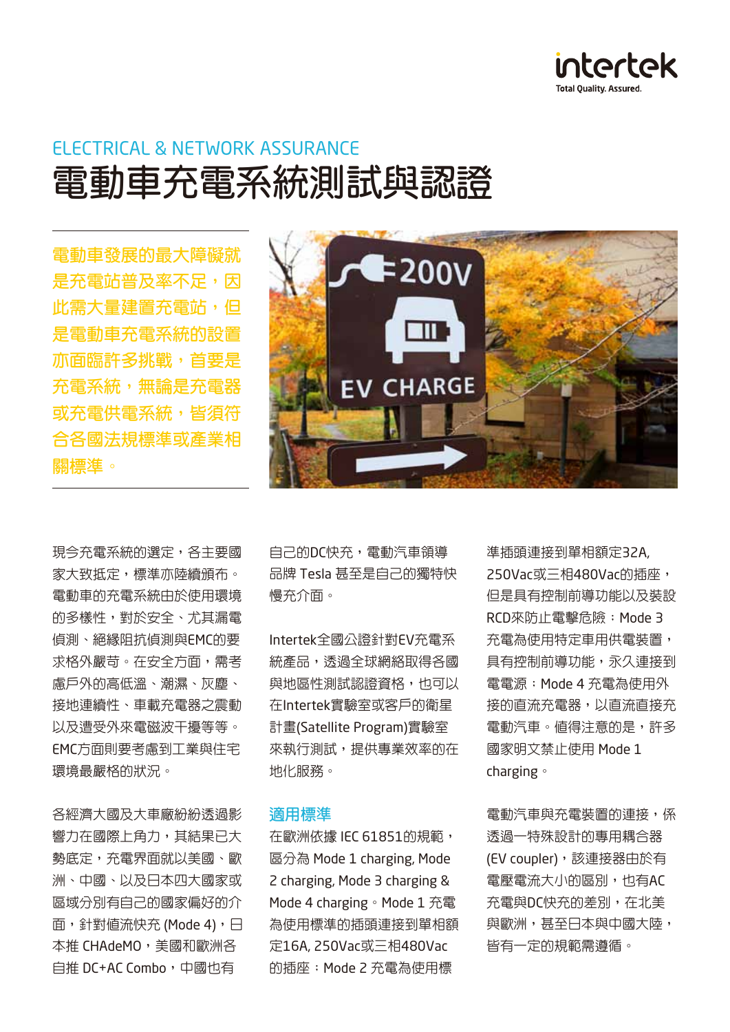ELECTRICAL & NETWORK ASSURANCE

# 電動車充電系統測試與認證

**電動車發展的最大障礙就是充電站普及率不足，因此需大量建置充電站，但是電動車充電系統的設置亦面臨許多挑戰，首要是充電系統，無論是充電器或充電供電系統，皆須符合各國法規標準或產業相關標準。**

現今充電系統的選定，各主要國家大致抵定，標準亦陸續頒布。電動車的充電系統由於使用環境的多樣性，對於安全、尤其漏電偵測、絕緣阻抗偵測與EMC的要求格外嚴苛。在安全方面，需考慮戶外的高低溫、潮濕、灰塵、接地連續性、車載充電器之震動以及遭受外來電磁波干擾等等。EMC方面則要考慮到工業與住宅環境最嚴格的狀況。

各經濟大國及大車廠紛紛透過影響力在國際上角力，其結果已大勢底定，充電界面就以美國、歐洲、中國、以及日本四大國家或區域分別有自己的國家偏好的介面，針對值流快充 (Mode 4)，日本推 CHAdeMO，美國和歐洲各自推 DC+AC Combo，中國也有自己的DC快充，電動汽車領導品牌 Tesla 甚至是自己的獨特快慢充介面。

Intertek全國公證針對EV充電系統產品，透過全球網絡取得各國與地區性測試認證資格，也可以在Intertek實驗室或客戶的衛星計畫(Satellite Program)實驗室來執行測試，提供專業效率的在地化服務。

## 適用標準

在歐洲依據 IEC 61851的規範，區分為 Mode 1 charging, Mode 2 charging, Mode 3 charging & Mode 4 charging。Mode 1 充電為使用標準的插頭連接到單相額定16A, 250Vac或三相480Vac的插座；Mode 2 充電為使用標準插頭連接到單相額定32A, 250Vac或三相480Vac的插座，但是具有控制前導功能以及裝設RCD來防止電擊危險；Mode 3 充電為使用特定車用供電裝置，具有控制前導功能，永久連接到電電源；Mode 4 充電為使用外接的直流充電器，以直流直接充電動汽車。值得注意的是，許多國家明文禁止使用 Mode 1 charging。

電動汽車與充電裝置的連接，係透過一特殊設計的專用耦合器 (EV coupler)，該連接器由於有電壓電流大小的區別，也有AC充電與DC快充的差別，在北美與歐洲，甚至日本與中國大陸，皆有一定的規範需遵循。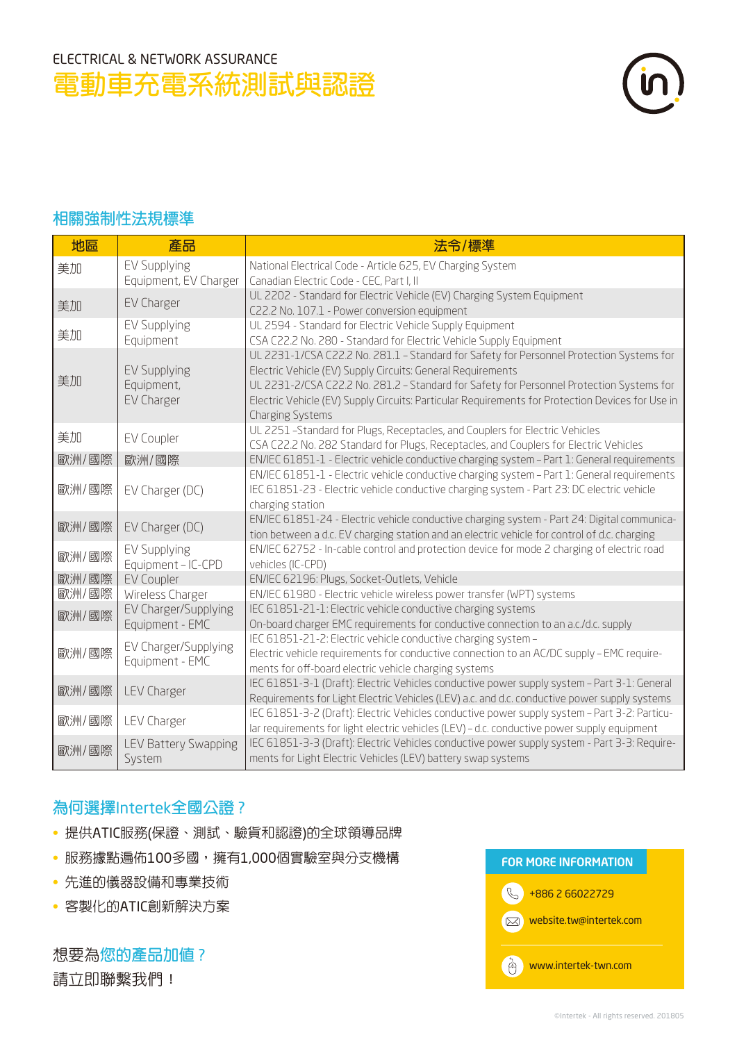ELECTRICAL & NETWORK ASSURANCE

# 電動車充電系統測試與認證

## 相關強制性法規標準

| 地區 | 產品 | 法令/標準 |
| --- | --- | --- |
| 美加 | EV Supplying Equipment, EV Charger | National Electrical Code - Article 625, EV Charging System<br>Canadian Electric Code - CEC, Part I, II |
| 美加 | EV Charger | UL 2202 - Standard for Electric Vehicle (EV) Charging System Equipment<br>C22.2 No. 107.1 - Power conversion equipment |
| 美加 | EV Supplying Equipment | UL 2594 - Standard for Electric Vehicle Supply Equipment<br>CSA C22.2 No. 280 - Standard for Electric Vehicle Supply Equipment |
| 美加 | EV Supplying Equipment, EV Charger | UL 2231-1/CSA C22.2 No. 281.1 – Standard for Safety for Personnel Protection Systems for Electric Vehicle (EV) Supply Circuits: General Requirements<br>UL 2231-2/CSA C22.2 No. 281.2 – Standard for Safety for Personnel Protection Systems for Electric Vehicle (EV) Supply Circuits: Particular Requirements for Protection Devices for Use in Charging Systems |
| 美加 | EV Coupler | UL 2251 –Standard for Plugs, Receptacles, and Couplers for Electric Vehicles<br>CSA C22.2 No. 282 Standard for Plugs, Receptacles, and Couplers for Electric Vehicles |
| 歐洲/國際 | 歐洲/國際 | EN/IEC 61851-1 - Electric vehicle conductive charging system – Part 1: General requirements |
| 歐洲/國際 | EV Charger (DC) | EN/IEC 61851-1 - Electric vehicle conductive charging system – Part 1: General requirements<br>IEC 61851-23 - Electric vehicle conductive charging system - Part 23: DC electric vehicle charging station |
| 歐洲/國際 | EV Charger (DC) | EN/IEC 61851-24 - Electric vehicle conductive charging system - Part 24: Digital communication between a d.c. EV charging station and an electric vehicle for control of d.c. charging |
| 歐洲/國際 | EV Supplying Equipment – IC-CPD | EN/IEC 62752 - In-cable control and protection device for mode 2 charging of electric road vehicles (IC-CPD) |
| 歐洲/國際 | EV Coupler | EN/IEC 62196: Plugs, Socket-Outlets, Vehicle |
| 歐洲/國際 | Wireless Charger | EN/IEC 61980 - Electric vehicle wireless power transfer (WPT) systems |
| 歐洲/國際 | EV Charger/Supplying Equipment - EMC | IEC 61851-21-1: Electric vehicle conductive charging systems<br>On-board charger EMC requirements for conductive connection to an a.c./d.c. supply |
| 歐洲/國際 | EV Charger/Supplying Equipment - EMC | IEC 61851-21-2: Electric vehicle conductive charging system –<br>Electric vehicle requirements for conductive connection to an AC/DC supply – EMC requirements for off-board electric vehicle charging systems |
| 歐洲/國際 | LEV Charger | IEC 61851-3-1 (Draft): Electric Vehicles conductive power supply system – Part 3-1: General Requirements for Light Electric Vehicles (LEV) a.c. and d.c. conductive power supply systems |
| 歐洲/國際 | LEV Charger | IEC 61851-3-2 (Draft): Electric Vehicles conductive power supply system – Part 3-2: Particular requirements for light electric vehicles (LEV) – d.c. conductive power supply equipment |
| 歐洲/國際 | LEV Battery Swapping System | IEC 61851-3-3 (Draft): Electric Vehicles conductive power supply system - Part 3-3: Requirements for Light Electric Vehicles (LEV) battery swap systems |

## 為何選擇Intertek全國公證？

- 提供ATIC服務(保證、測試、驗貨和認證)的全球領導品牌
- 服務據點遍佈100多國，擁有1,000個實驗室與分支機構
- 先進的儀器設備和專業技術
- 客製化的ATIC創新解決方案

想要為您的產品加值？
請立即聯繫我們！

**FOR MORE INFORMATION**

+886 2 66022729

website.tw@intertek.com

www.intertek-twn.com

©Intertek - All rights reserved. 201805